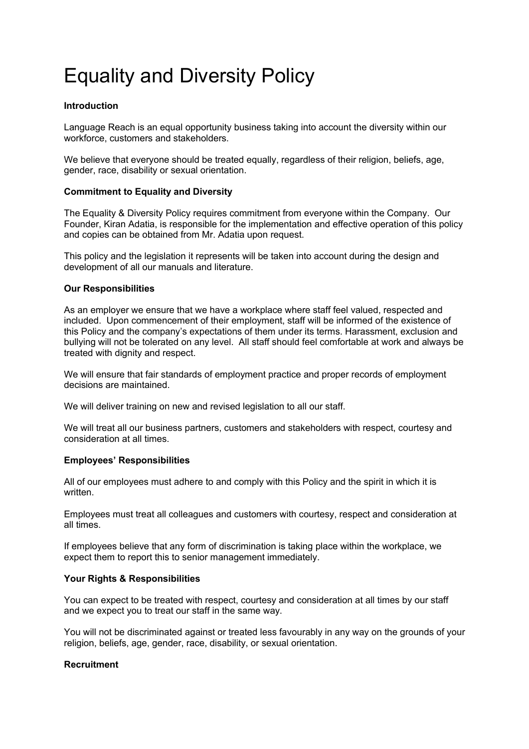# Equality and Diversity Policy

**Introduction**

Language Reach is an equal opportunity business taking into account the diversity within our workforce, customers and stakeholders.

We believe that everyone should be treated equally, regardless of their religion, beliefs, age, gender, race, disability or sexual orientation.

**Commitment to Equality and Diversity**

The Equality & Diversity Policy requires commitment from everyone within the Company. Our Founder, Kiran Adatia, is responsible for the implementation and effective operation of this policy and copies can be obtained from Mr. Adatia upon request.

This policy and the legislation it represents will be taken into account during the design and development of all our manuals and literature.

**Our Responsibilities**

As an employer we ensure that we have a workplace where staff feel valued, respected and included. Upon commencement of their employment, staff will be informed of the existence of this Policy and the company's expectations of them under its terms. Harassment, exclusion and bullying will not be tolerated on any level. All staff should feel comfortable at work and always be treated with dignity and respect.

We will ensure that fair standards of employment practice and proper records of employment decisions are maintained.

We will deliver training on new and revised legislation to all our staff.

We will treat all our business partners, customers and stakeholders with respect, courtesy and consideration at all times.

**Employees' Responsibilities**

All of our employees must adhere to and comply with this Policy and the spirit in which it is written.

Employees must treat all colleagues and customers with courtesy, respect and consideration at all times.

If employees believe that any form of discrimination is taking place within the workplace, we expect them to report this to senior management immediately.

**Your Rights & Responsibilities**

You can expect to be treated with respect, courtesy and consideration at all times by our staff and we expect you to treat our staff in the same way.

You will not be discriminated against or treated less favourably in any way on the grounds of your religion, beliefs, age, gender, race, disability, or sexual orientation.

**Recruitment**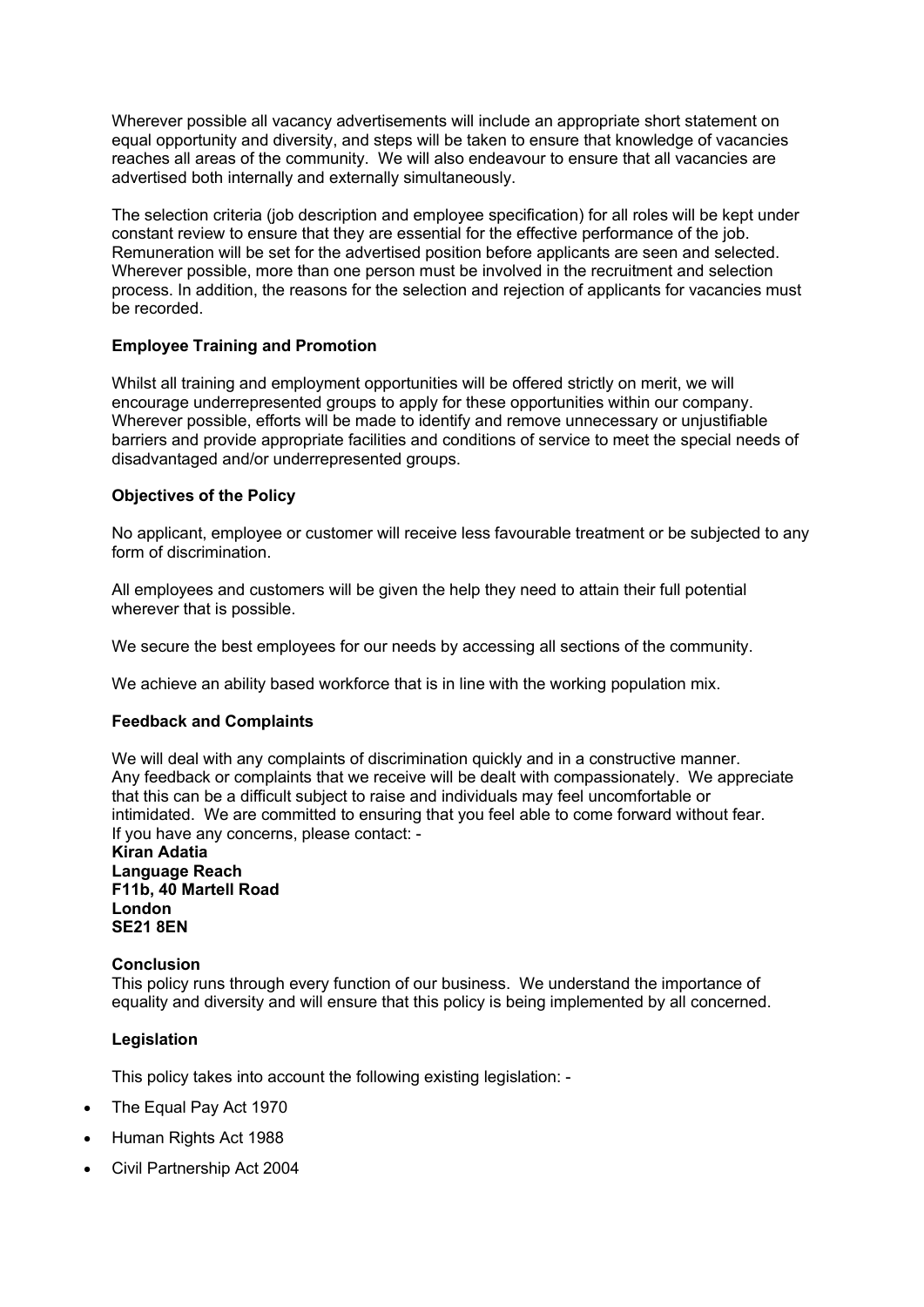Wherever possible all vacancy advertisements will include an appropriate short statement on equal opportunity and diversity, and steps will be taken to ensure that knowledge of vacancies reaches all areas of the community. We will also endeavour to ensure that all vacancies are advertised both internally and externally simultaneously.

The selection criteria (job description and employee specification) for all roles will be kept under constant review to ensure that they are essential for the effective performance of the job. Remuneration will be set for the advertised position before applicants are seen and selected. Wherever possible, more than one person must be involved in the recruitment and selection process. In addition, the reasons for the selection and rejection of applicants for vacancies must be recorded.

**Employee Training and Promotion**

Whilst all training and employment opportunities will be offered strictly on merit, we will encourage underrepresented groups to apply for these opportunities within our company. Wherever possible, efforts will be made to identify and remove unnecessary or unjustifiable barriers and provide appropriate facilities and conditions of service to meet the special needs of disadvantaged and/or underrepresented groups.

**Objectives of the Policy**

No applicant, employee or customer will receive less favourable treatment or be subjected to any form of discrimination.

All employees and customers will be given the help they need to attain their full potential wherever that is possible.

We secure the best employees for our needs by accessing all sections of the community.

We achieve an ability based workforce that is in line with the working population mix.

**Feedback and Complaints**

We will deal with any complaints of discrimination quickly and in a constructive manner. Any feedback or complaints that we receive will be dealt with compassionately. We appreciate that this can be a difficult subject to raise and individuals may feel uncomfortable or intimidated. We are committed to ensuring that you feel able to come forward without fear. If you have any concerns, please contact: -

**Kiran Adatia**
**Language Reach**
**F11b, 40 Martell Road**
**London**
**SE21 8EN**

**Conclusion**

This policy runs through every function of our business. We understand the importance of equality and diversity and will ensure that this policy is being implemented by all concerned.

**Legislation**

This policy takes into account the following existing legislation: -

- The Equal Pay Act 1970
- Human Rights Act 1988
- Civil Partnership Act 2004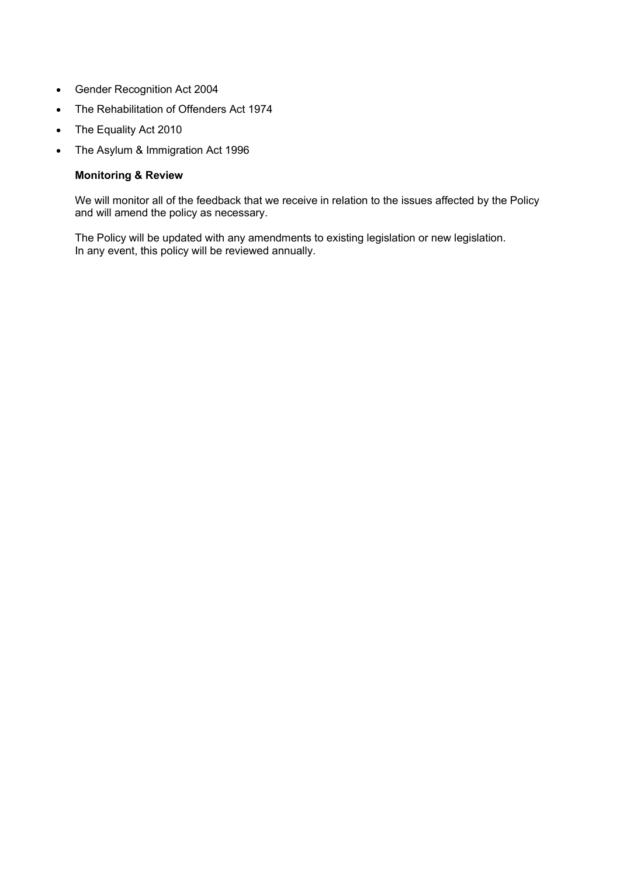- Gender Recognition Act 2004
- The Rehabilitation of Offenders Act 1974
- The Equality Act 2010
- The Asylum & Immigration Act 1996

**Monitoring & Review**

We will monitor all of the feedback that we receive in relation to the issues affected by the Policy and will amend the policy as necessary.

The Policy will be updated with any amendments to existing legislation or new legislation. In any event, this policy will be reviewed annually.